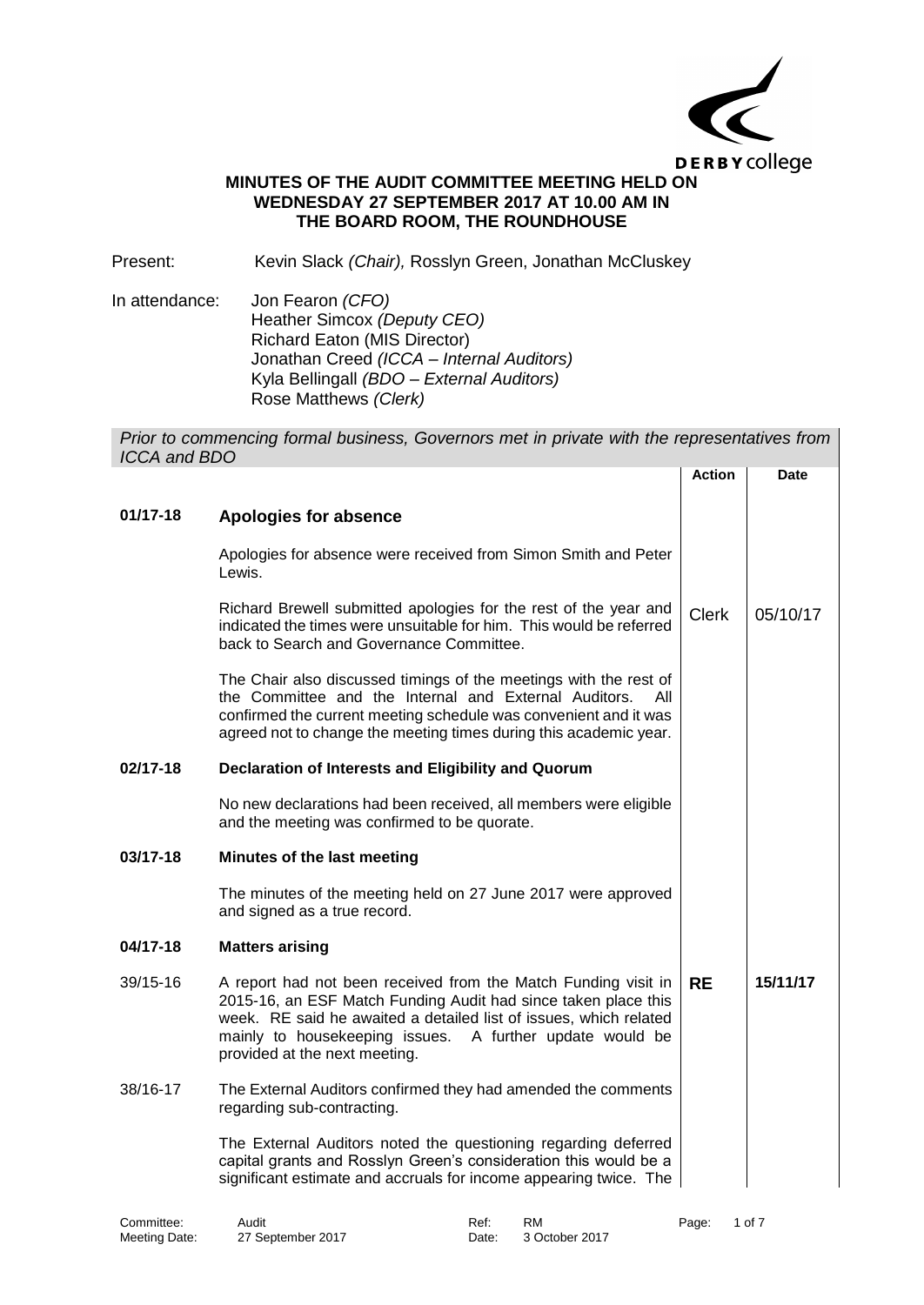# MINUTES OF THE AUDIT COMMITTEE MEETING HELD ON WEDNESDAY 27 SEPTEMBER 2017 AT 10.00 AM IN THE BOARD ROOM, THE ROUNDHOUSE

Present: Kevin Slack *(Chair),* Rosslyn Green, Jonathan McCluskey

In attendance: Jon Fearon *(CFO)*
Heather Simcox *(Deputy CEO)*
Richard Eaton (MIS Director)
Jonathan Creed *(ICCA – Internal Auditors)*
Kyla Bellingall *(BDO – External Auditors)*
Rose Matthews *(Clerk)*

*Prior to commencing formal business, Governors met in private with the representatives from ICCA and BDO*

| | | Action | Date |
|---|---|---|---|
| **01/17-18** | **Apologies for absence** | | |
| | Apologies for absence were received from Simon Smith and Peter Lewis. | | |
| | Richard Brewell submitted apologies for the rest of the year and indicated the times were unsuitable for him. This would be referred back to Search and Governance Committee. | Clerk | 05/10/17 |
| | The Chair also discussed timings of the meetings with the rest of the Committee and the Internal and External Auditors. All confirmed the current meeting schedule was convenient and it was agreed not to change the meeting times during this academic year. | | |
| **02/17-18** | **Declaration of Interests and Eligibility and Quorum** | | |
| | No new declarations had been received, all members were eligible and the meeting was confirmed to be quorate. | | |
| **03/17-18** | **Minutes of the last meeting** | | |
| | The minutes of the meeting held on 27 June 2017 were approved and signed as a true record. | | |
| **04/17-18** | **Matters arising** | | |
| 39/15-16 | A report had not been received from the Match Funding visit in 2015-16, an ESF Match Funding Audit had since taken place this week. RE said he awaited a detailed list of issues, which related mainly to housekeeping issues. A further update would be provided at the next meeting. | **RE** | **15/11/17** |
| 38/16-17 | The External Auditors confirmed they had amended the comments regarding sub-contracting. | | |
| | The External Auditors noted the questioning regarding deferred capital grants and Rosslyn Green's consideration this would be a significant estimate and accruals for income appearing twice. The | | |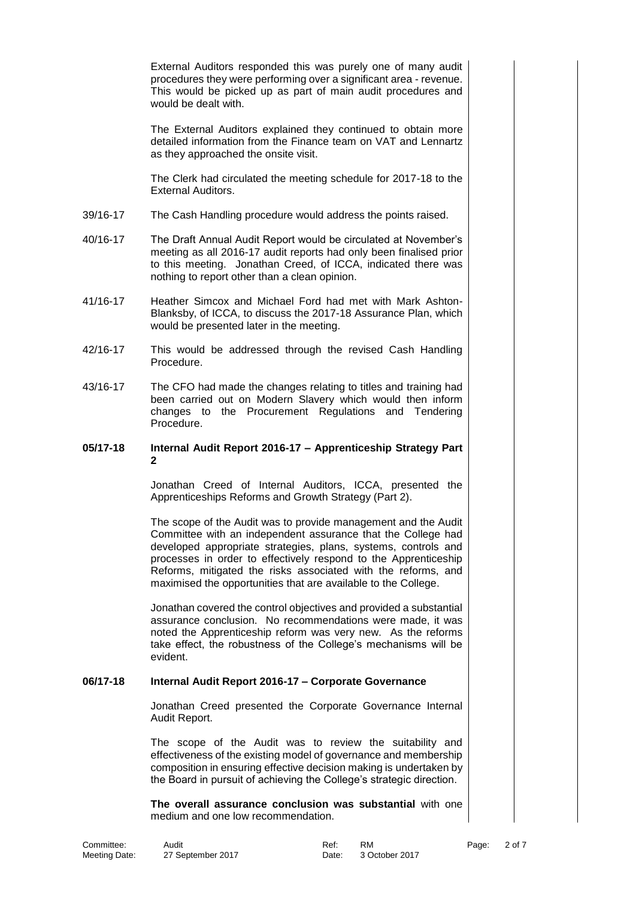External Auditors responded this was purely one of many audit procedures they were performing over a significant area - revenue. This would be picked up as part of main audit procedures and would be dealt with.

The External Auditors explained they continued to obtain more detailed information from the Finance team on VAT and Lennartz as they approached the onsite visit.

The Clerk had circulated the meeting schedule for 2017-18 to the External Auditors.

39/16-17 The Cash Handling procedure would address the points raised.

40/16-17 The Draft Annual Audit Report would be circulated at November's meeting as all 2016-17 audit reports had only been finalised prior to this meeting. Jonathan Creed, of ICCA, indicated there was nothing to report other than a clean opinion.

41/16-17 Heather Simcox and Michael Ford had met with Mark Ashton-Blanksby, of ICCA, to discuss the 2017-18 Assurance Plan, which would be presented later in the meeting.

42/16-17 This would be addressed through the revised Cash Handling Procedure.

43/16-17 The CFO had made the changes relating to titles and training had been carried out on Modern Slavery which would then inform changes to the Procurement Regulations and Tendering Procedure.

**05/17-18 Internal Audit Report 2016-17 – Apprenticeship Strategy Part 2**

Jonathan Creed of Internal Auditors, ICCA, presented the Apprenticeships Reforms and Growth Strategy (Part 2).

The scope of the Audit was to provide management and the Audit Committee with an independent assurance that the College had developed appropriate strategies, plans, systems, controls and processes in order to effectively respond to the Apprenticeship Reforms, mitigated the risks associated with the reforms, and maximised the opportunities that are available to the College.

Jonathan covered the control objectives and provided a substantial assurance conclusion. No recommendations were made, it was noted the Apprenticeship reform was very new. As the reforms take effect, the robustness of the College's mechanisms will be evident.

**06/17-18 Internal Audit Report 2016-17 – Corporate Governance**

Jonathan Creed presented the Corporate Governance Internal Audit Report.

The scope of the Audit was to review the suitability and effectiveness of the existing model of governance and membership composition in ensuring effective decision making is undertaken by the Board in pursuit of achieving the College's strategic direction.

**The overall assurance conclusion was substantial** with one medium and one low recommendation.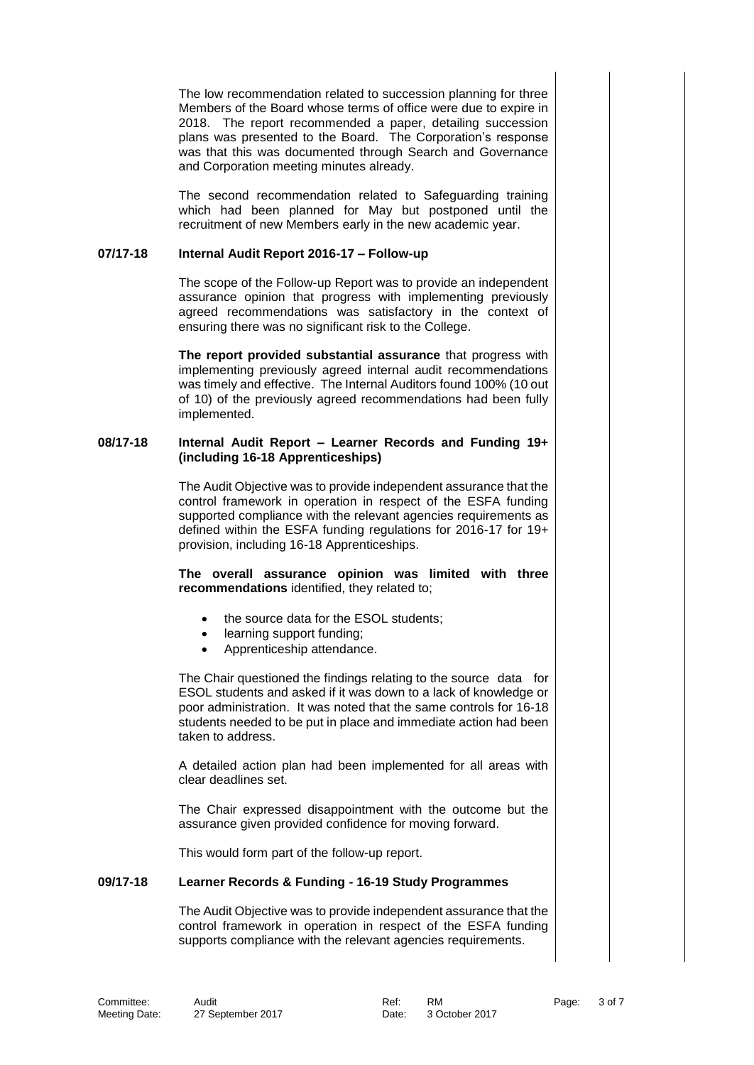The low recommendation related to succession planning for three Members of the Board whose terms of office were due to expire in 2018. The report recommended a paper, detailing succession plans was presented to the Board. The Corporation's response was that this was documented through Search and Governance and Corporation meeting minutes already.

The second recommendation related to Safeguarding training which had been planned for May but postponed until the recruitment of new Members early in the new academic year.

**07/17-18 Internal Audit Report 2016-17 – Follow-up**

The scope of the Follow-up Report was to provide an independent assurance opinion that progress with implementing previously agreed recommendations was satisfactory in the context of ensuring there was no significant risk to the College.

**The report provided substantial assurance** that progress with implementing previously agreed internal audit recommendations was timely and effective. The Internal Auditors found 100% (10 out of 10) of the previously agreed recommendations had been fully implemented.

**08/17-18 Internal Audit Report – Learner Records and Funding 19+ (including 16-18 Apprenticeships)**

The Audit Objective was to provide independent assurance that the control framework in operation in respect of the ESFA funding supported compliance with the relevant agencies requirements as defined within the ESFA funding regulations for 2016-17 for 19+ provision, including 16-18 Apprenticeships.

**The overall assurance opinion was limited with three recommendations** identified, they related to;

- the source data for the ESOL students;
- learning support funding;
- Apprenticeship attendance.

The Chair questioned the findings relating to the source data for ESOL students and asked if it was down to a lack of knowledge or poor administration. It was noted that the same controls for 16-18 students needed to be put in place and immediate action had been taken to address.

A detailed action plan had been implemented for all areas with clear deadlines set.

The Chair expressed disappointment with the outcome but the assurance given provided confidence for moving forward.

This would form part of the follow-up report.

**09/17-18 Learner Records & Funding - 16-19 Study Programmes**

The Audit Objective was to provide independent assurance that the control framework in operation in respect of the ESFA funding supports compliance with the relevant agencies requirements.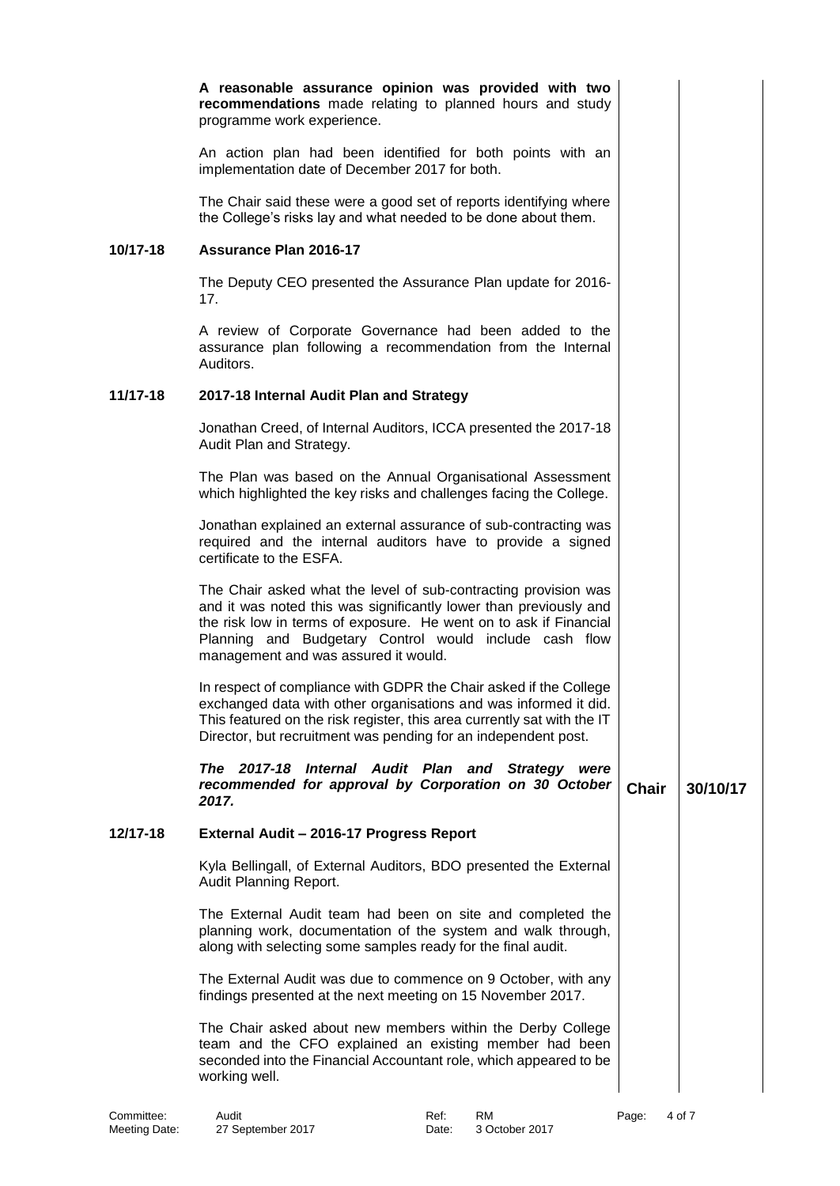**A reasonable assurance opinion was provided with two recommendations** made relating to planned hours and study programme work experience.

An action plan had been identified for both points with an implementation date of December 2017 for both.

The Chair said these were a good set of reports identifying where the College's risks lay and what needed to be done about them.

**10/17-18 Assurance Plan 2016-17**

The Deputy CEO presented the Assurance Plan update for 2016-17.

A review of Corporate Governance had been added to the assurance plan following a recommendation from the Internal Auditors.

**11/17-18 2017-18 Internal Audit Plan and Strategy**

Jonathan Creed, of Internal Auditors, ICCA presented the 2017-18 Audit Plan and Strategy.

The Plan was based on the Annual Organisational Assessment which highlighted the key risks and challenges facing the College.

Jonathan explained an external assurance of sub-contracting was required and the internal auditors have to provide a signed certificate to the ESFA.

The Chair asked what the level of sub-contracting provision was and it was noted this was significantly lower than previously and the risk low in terms of exposure. He went on to ask if Financial Planning and Budgetary Control would include cash flow management and was assured it would.

In respect of compliance with GDPR the Chair asked if the College exchanged data with other organisations and was informed it did. This featured on the risk register, this area currently sat with the IT Director, but recruitment was pending for an independent post.

| | | |
|---|---|---|
| ***The 2017-18 Internal Audit Plan and Strategy were recommended for approval by Corporation on 30 October 2017.*** | **Chair** | **30/10/17** |

**12/17-18 External Audit – 2016-17 Progress Report**

Kyla Bellingall, of External Auditors, BDO presented the External Audit Planning Report.

The External Audit team had been on site and completed the planning work, documentation of the system and walk through, along with selecting some samples ready for the final audit.

The External Audit was due to commence on 9 October, with any findings presented at the next meeting on 15 November 2017.

The Chair asked about new members within the Derby College team and the CFO explained an existing member had been seconded into the Financial Accountant role, which appeared to be working well.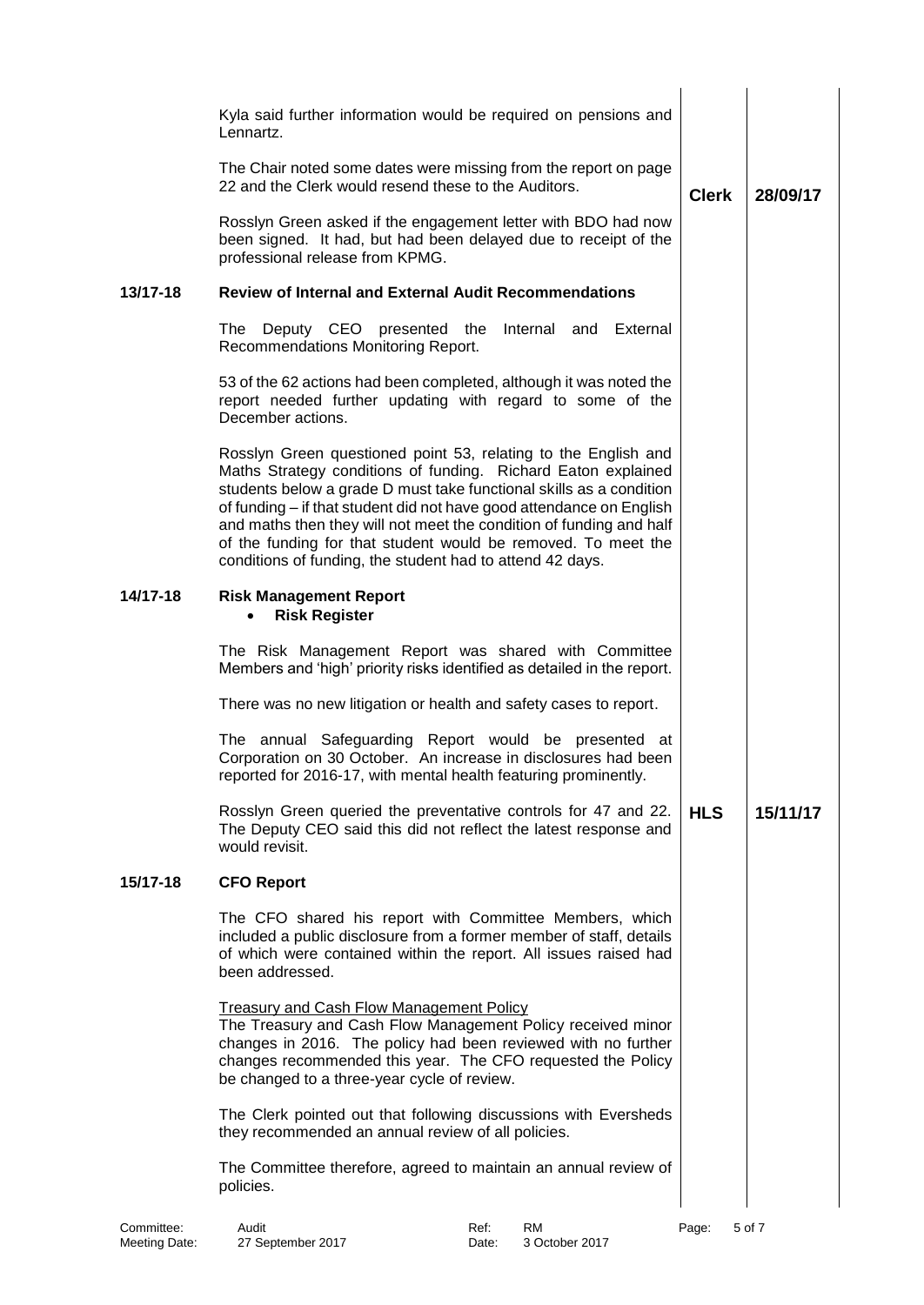| | | | |
|---|---|---|---|
| | Kyla said further information would be required on pensions and Lennartz. | | |
| | The Chair noted some dates were missing from the report on page 22 and the Clerk would resend these to the Auditors. | **Clerk** | **28/09/17** |
| | Rosslyn Green asked if the engagement letter with BDO had now been signed. It had, but had been delayed due to receipt of the professional release from KPMG. | | |
| **13/17-18** | **Review of Internal and External Audit Recommendations** | | |
| | The Deputy CEO presented the Internal and External Recommendations Monitoring Report. | | |
| | 53 of the 62 actions had been completed, although it was noted the report needed further updating with regard to some of the December actions. | | |
| | Rosslyn Green questioned point 53, relating to the English and Maths Strategy conditions of funding. Richard Eaton explained students below a grade D must take functional skills as a condition of funding – if that student did not have good attendance on English and maths then they will not meet the condition of funding and half of the funding for that student would be removed. To meet the conditions of funding, the student had to attend 42 days. | | |
| **14/17-18** | **Risk Management Report**<br>• **Risk Register** | | |
| | The Risk Management Report was shared with Committee Members and 'high' priority risks identified as detailed in the report. | | |
| | There was no new litigation or health and safety cases to report. | | |
| | The annual Safeguarding Report would be presented at Corporation on 30 October. An increase in disclosures had been reported for 2016-17, with mental health featuring prominently. | | |
| | Rosslyn Green queried the preventative controls for 47 and 22. The Deputy CEO said this did not reflect the latest response and would revisit. | **HLS** | **15/11/17** |
| **15/17-18** | **CFO Report** | | |
| | The CFO shared his report with Committee Members, which included a public disclosure from a former member of staff, details of which were contained within the report. All issues raised had been addressed. | | |
| | <u>Treasury and Cash Flow Management Policy</u><br>The Treasury and Cash Flow Management Policy received minor changes in 2016. The policy had been reviewed with no further changes recommended this year. The CFO requested the Policy be changed to a three-year cycle of review. | | |
| | The Clerk pointed out that following discussions with Eversheds they recommended an annual review of all policies. | | |
| | The Committee therefore, agreed to maintain an annual review of policies. | | |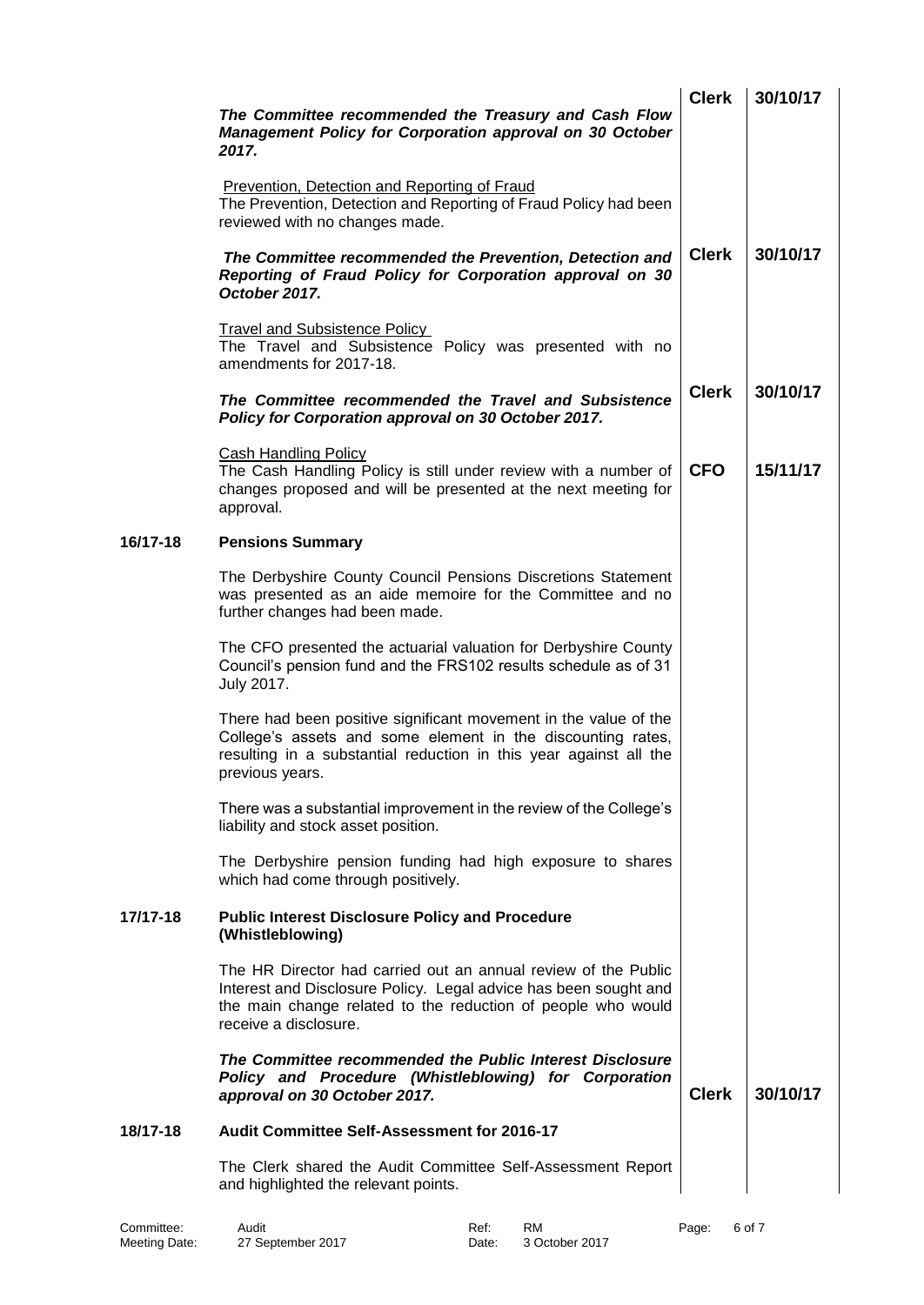| | | | |
|---|---|---|---|
| | ***The Committee recommended the Treasury and Cash Flow Management Policy for Corporation approval on 30 October 2017.*** | **Clerk** | **30/10/17** |
| | <u>Prevention, Detection and Reporting of Fraud</u><br>The Prevention, Detection and Reporting of Fraud Policy had been reviewed with no changes made. | | |
| | ***The Committee recommended the Prevention, Detection and Reporting of Fraud Policy for Corporation approval on 30 October 2017.*** | **Clerk** | **30/10/17** |
| | <u>Travel and Subsistence Policy</u><br>The Travel and Subsistence Policy was presented with no amendments for 2017-18. | | |
| | ***The Committee recommended the Travel and Subsistence Policy for Corporation approval on 30 October 2017.*** | **Clerk** | **30/10/17** |
| | <u>Cash Handling Policy</u><br>The Cash Handling Policy is still under review with a number of changes proposed and will be presented at the next meeting for approval. | **CFO** | **15/11/17** |
| **16/17-18** | **Pensions Summary** | | |
| | The Derbyshire County Council Pensions Discretions Statement was presented as an aide memoire for the Committee and no further changes had been made. | | |
| | The CFO presented the actuarial valuation for Derbyshire County Council's pension fund and the FRS102 results schedule as of 31 July 2017. | | |
| | There had been positive significant movement in the value of the College's assets and some element in the discounting rates, resulting in a substantial reduction in this year against all the previous years. | | |
| | There was a substantial improvement in the review of the College's liability and stock asset position. | | |
| | The Derbyshire pension funding had high exposure to shares which had come through positively. | | |
| **17/17-18** | **Public Interest Disclosure Policy and Procedure (Whistleblowing)** | | |
| | The HR Director had carried out an annual review of the Public Interest and Disclosure Policy. Legal advice has been sought and the main change related to the reduction of people who would receive a disclosure. | | |
| | ***The Committee recommended the Public Interest Disclosure Policy and Procedure (Whistleblowing) for Corporation approval on 30 October 2017.*** | **Clerk** | **30/10/17** |
| **18/17-18** | **Audit Committee Self-Assessment for 2016-17** | | |
| | The Clerk shared the Audit Committee Self-Assessment Report and highlighted the relevant points. | | |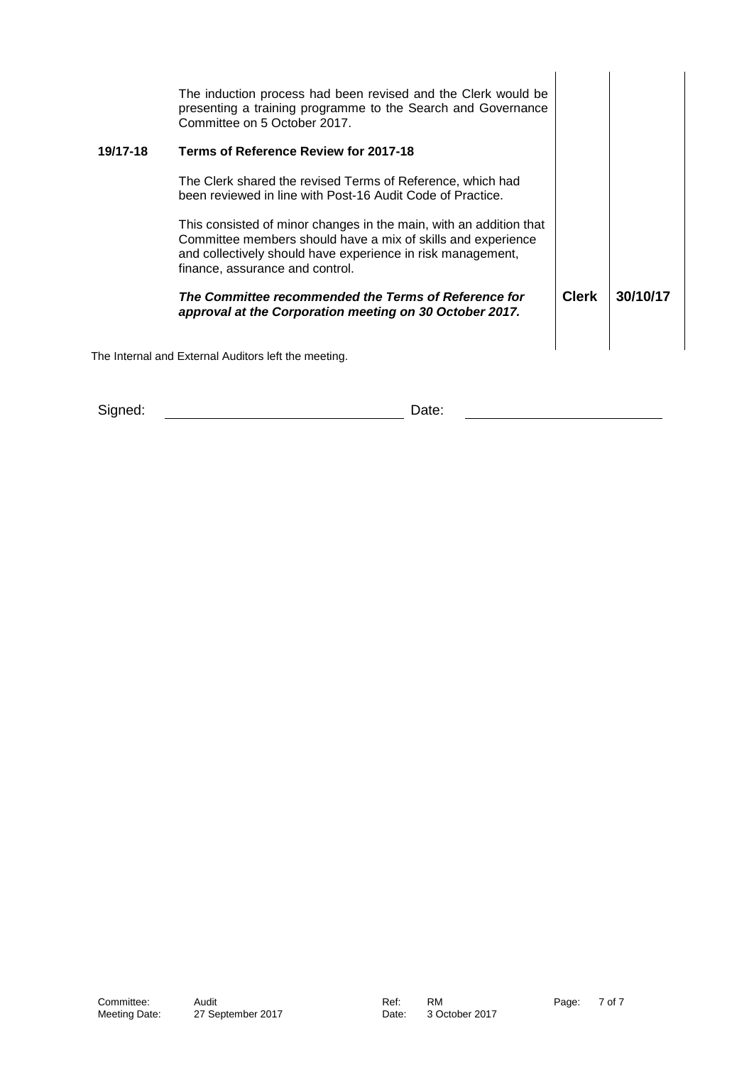| | | | |
|---|---|---|---|
| | The induction process had been revised and the Clerk would be presenting a training programme to the Search and Governance Committee on 5 October 2017. | | |
| **19/17-18** | **Terms of Reference Review for 2017-18** | | |
| | The Clerk shared the revised Terms of Reference, which had been reviewed in line with Post-16 Audit Code of Practice. | | |
| | This consisted of minor changes in the main, with an addition that Committee members should have a mix of skills and experience and collectively should have experience in risk management, finance, assurance and control. | | |
| | ***The Committee recommended the Terms of Reference for approval at the Corporation meeting on 30 October 2017.*** | **Clerk** | **30/10/17** |

The Internal and External Auditors left the meeting.

Signed: ______________________________ Date: ________________________

Committee: Audit
Meeting Date: 27 September 2017
Ref: RM
Date: 3 October 2017